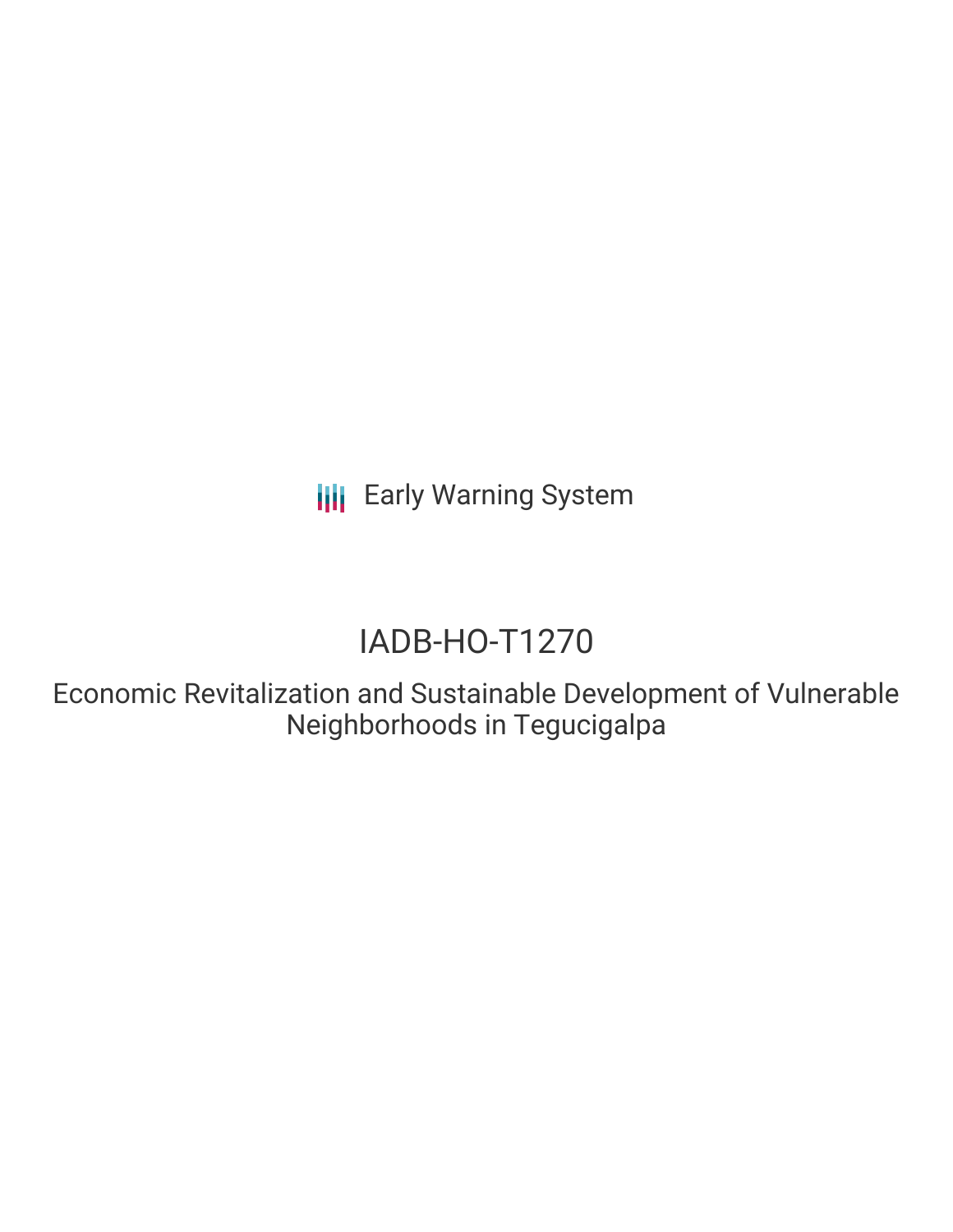Early Warning System

# IADB-HO-T1270

## Economic Revitalization and Sustainable Development of Vulnerable Neighborhoods in Tegucigalpa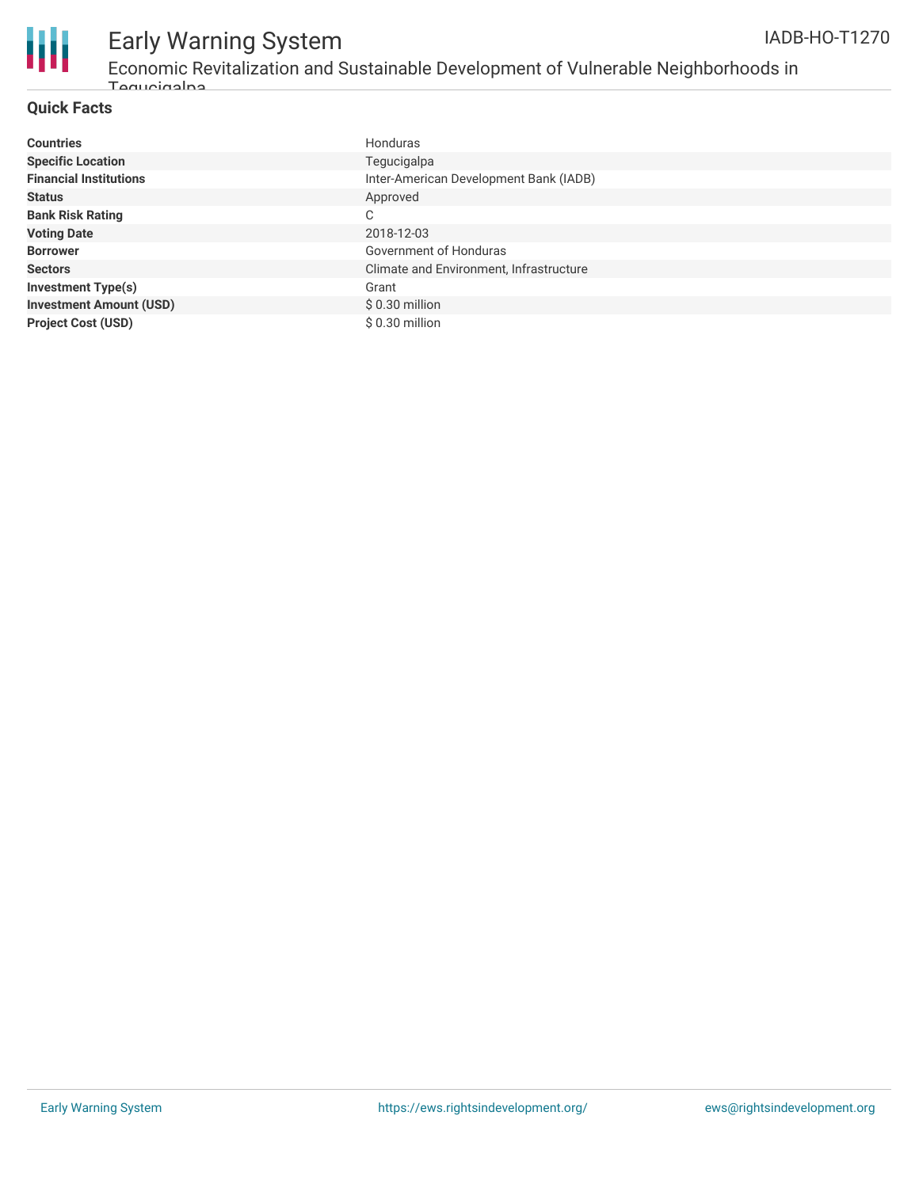## Quick Facts

| | |
|---|---|
| **Countries** | Honduras |
| **Specific Location** | Tegucigalpa |
| **Financial Institutions** | Inter-American Development Bank (IADB) |
| **Status** | Approved |
| **Bank Risk Rating** | C |
| **Voting Date** | 2018-12-03 |
| **Borrower** | Government of Honduras |
| **Sectors** | Climate and Environment, Infrastructure |
| **Investment Type(s)** | Grant |
| **Investment Amount (USD)** | $ 0.30 million |
| **Project Cost (USD)** | $ 0.30 million |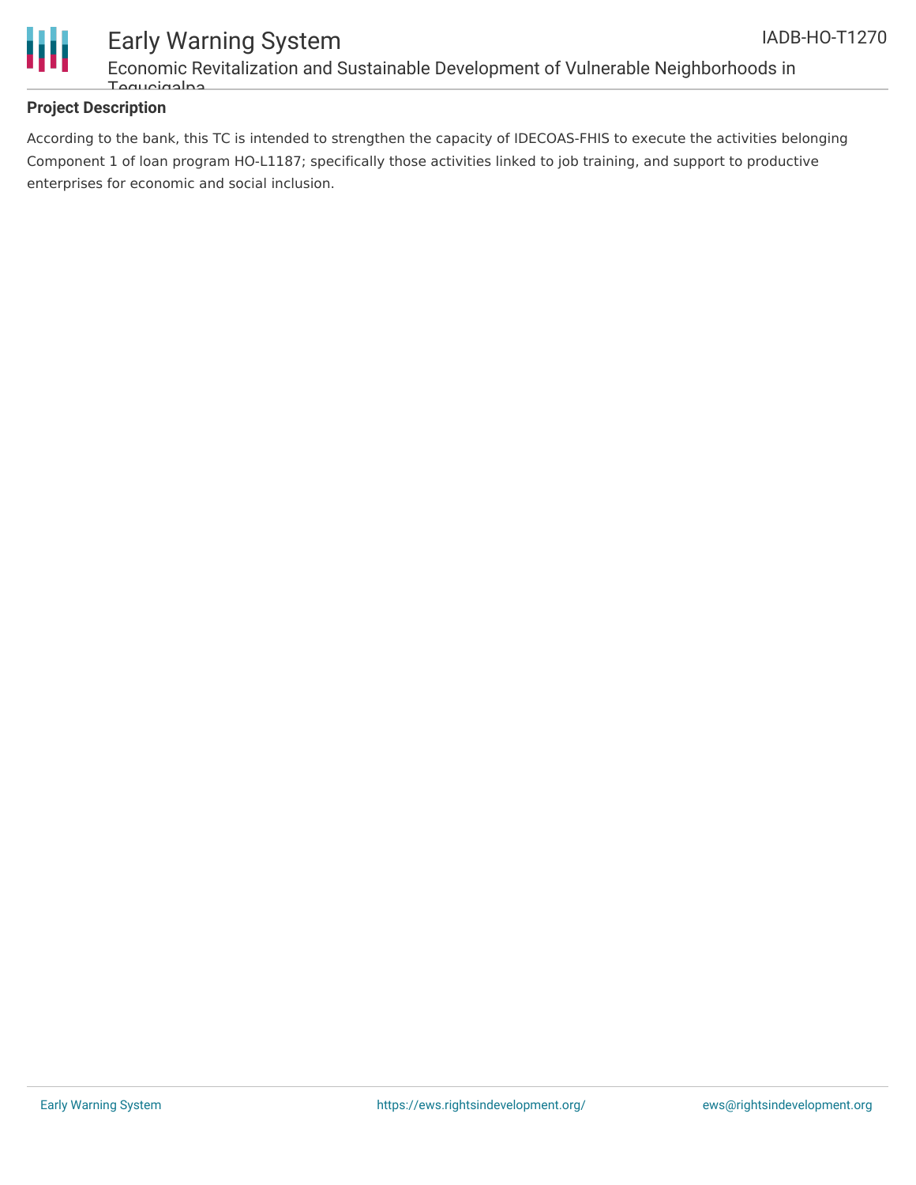## Project Description

According to the bank, this TC is intended to strengthen the capacity of IDECOAS-FHIS to execute the activities belonging Component 1 of loan program HO-L1187; specifically those activities linked to job training, and support to productive enterprises for economic and social inclusion.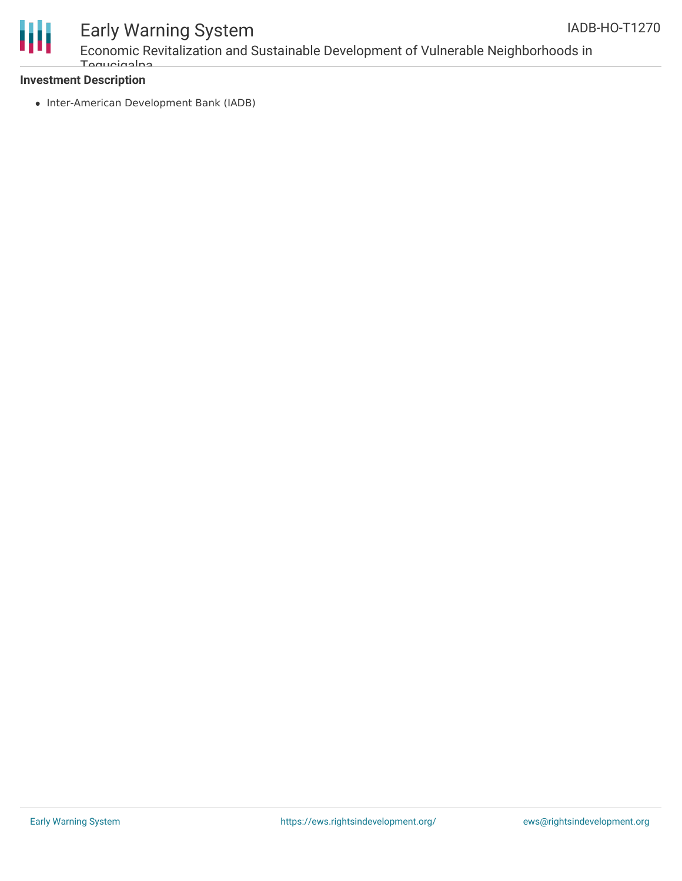**Investment Description**

- Inter-American Development Bank (IADB)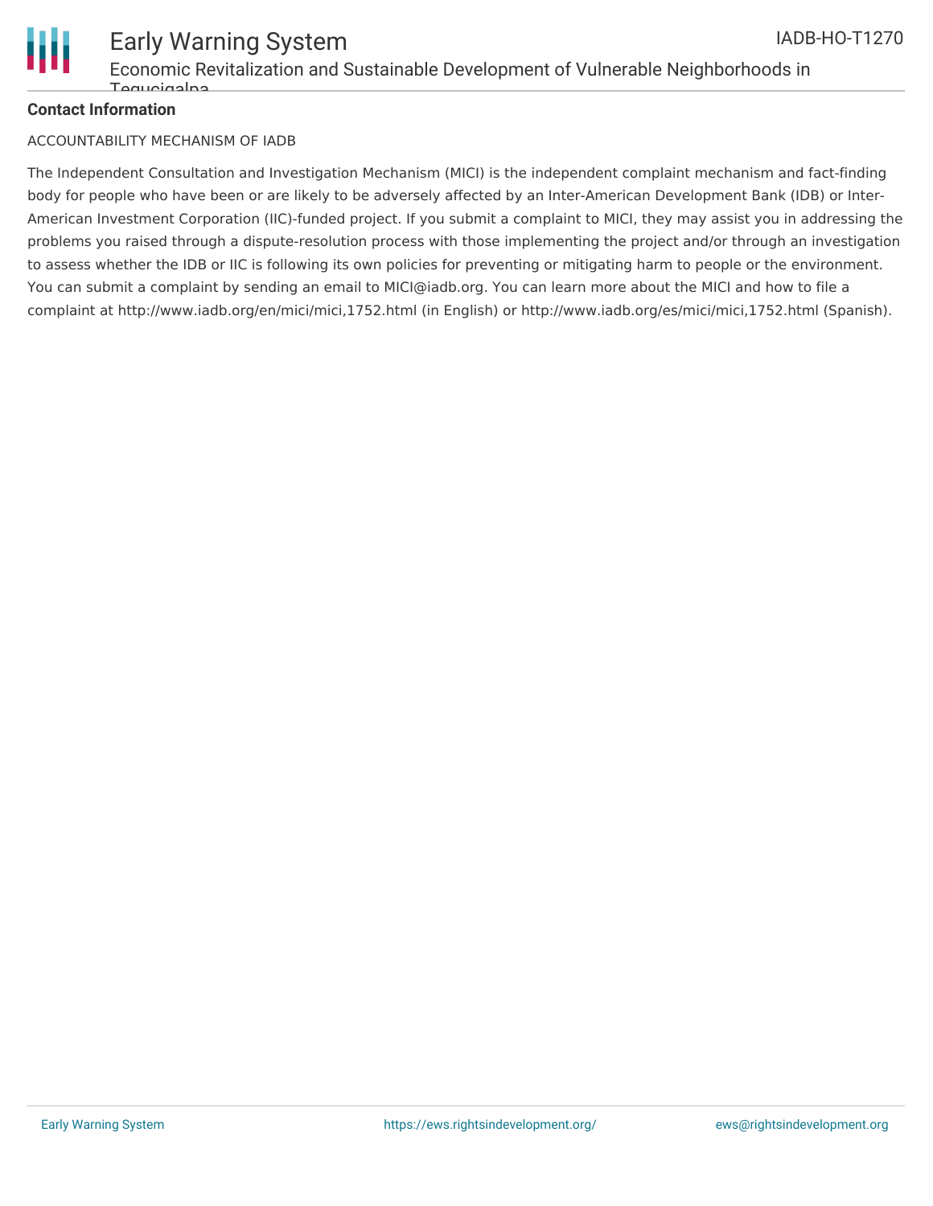**Contact Information**

ACCOUNTABILITY MECHANISM OF IADB

The Independent Consultation and Investigation Mechanism (MICI) is the independent complaint mechanism and fact-finding body for people who have been or are likely to be adversely affected by an Inter-American Development Bank (IDB) or Inter-American Investment Corporation (IIC)-funded project. If you submit a complaint to MICI, they may assist you in addressing the problems you raised through a dispute-resolution process with those implementing the project and/or through an investigation to assess whether the IDB or IIC is following its own policies for preventing or mitigating harm to people or the environment. You can submit a complaint by sending an email to MICI@iadb.org. You can learn more about the MICI and how to file a complaint at http://www.iadb.org/en/mici/mici,1752.html (in English) or http://www.iadb.org/es/mici/mici,1752.html (Spanish).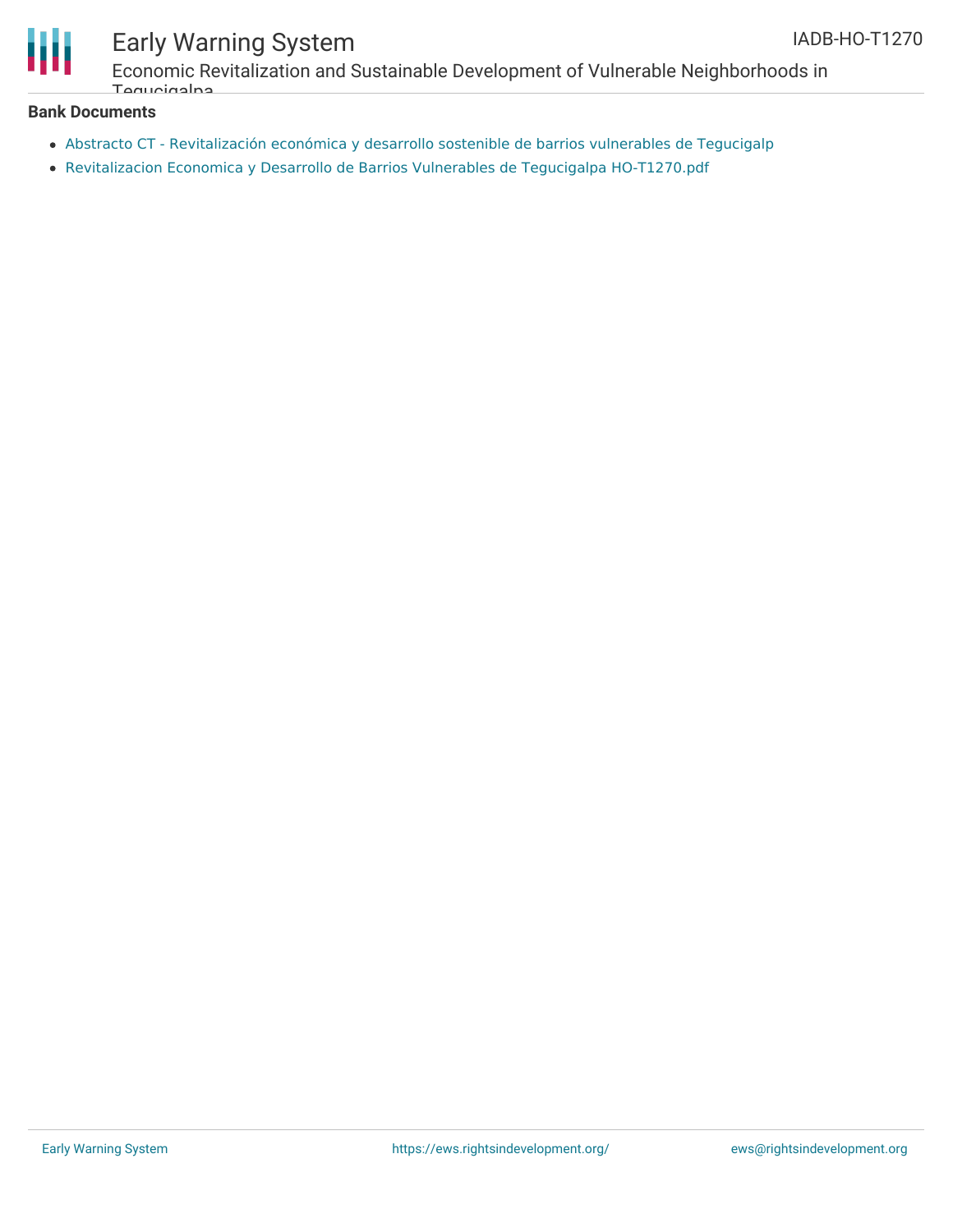## Bank Documents

- Abstracto CT - Revitalización económica y desarrollo sostenible de barrios vulnerables de Tegucigalp
- Revitalizacion Economica y Desarrollo de Barrios Vulnerables de Tegucigalpa HO-T1270.pdf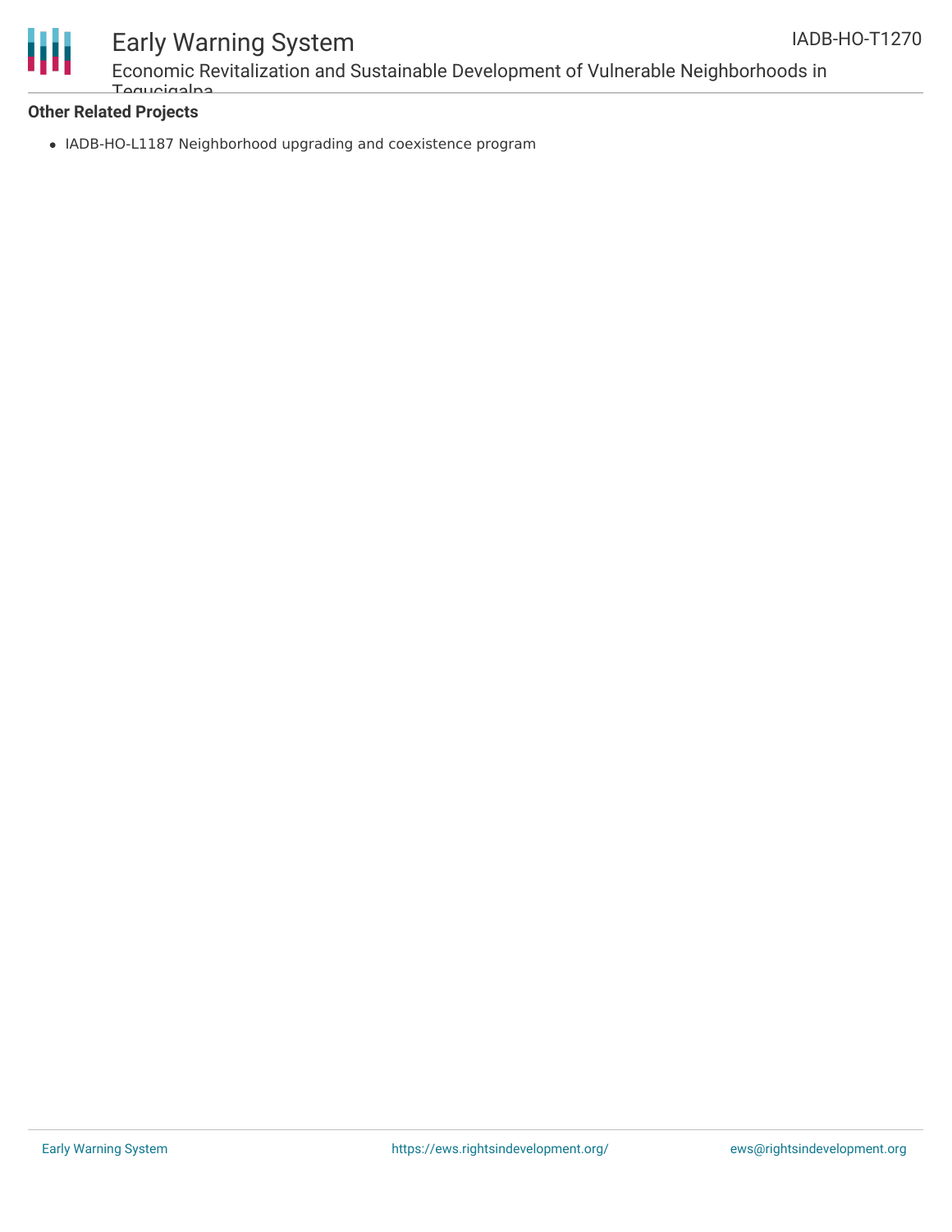**Other Related Projects**

- IADB-HO-L1187 Neighborhood upgrading and coexistence program